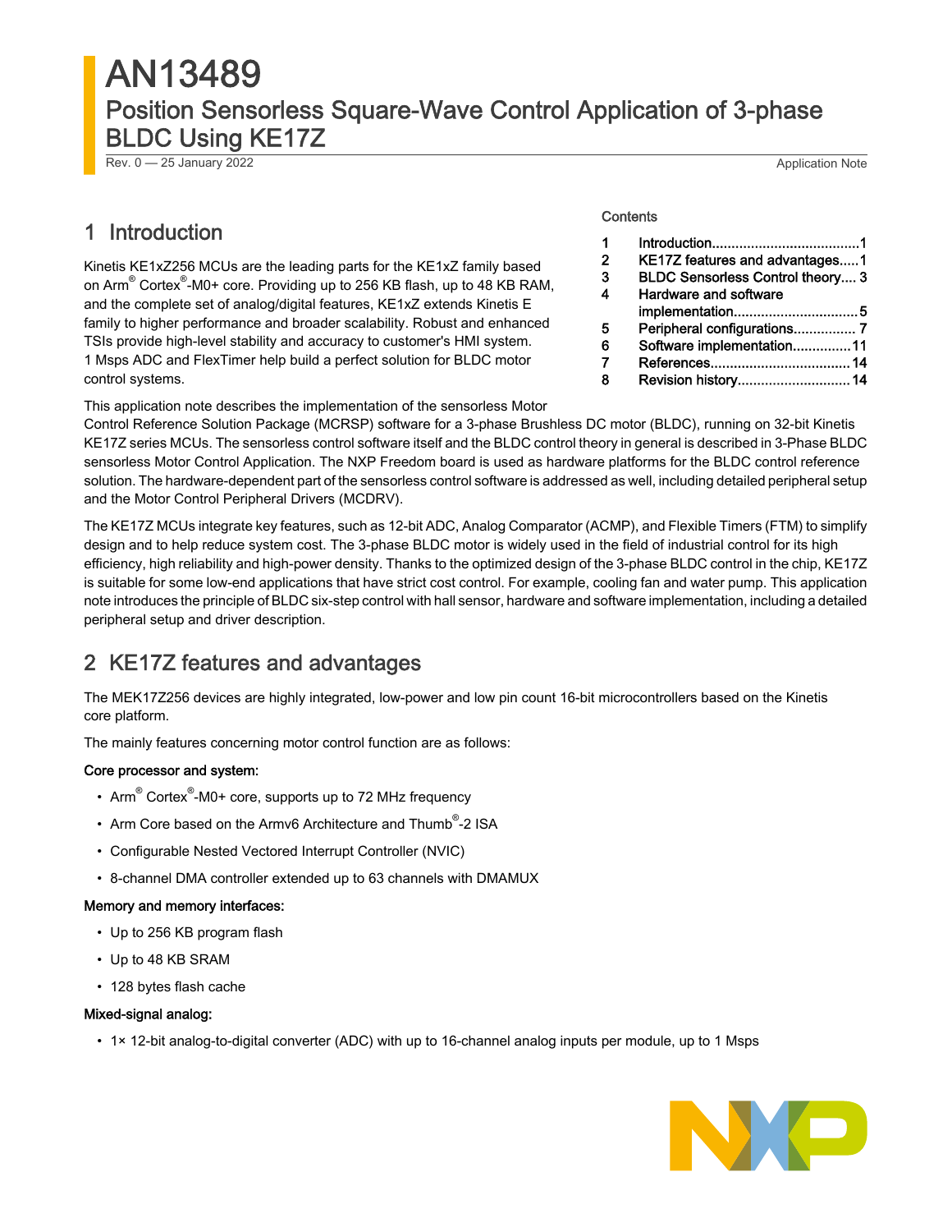# AN13489

## Position Sensorless Square-Wave Control Application of 3-phase BLDC Using KE17Z

Rev. 0 — 25 January 2022 Application Note

Contents

| | | |
|---|---|---|
| 1 | Introduction | 1 |
| 2 | KE17Z features and advantages | 1 |
| 3 | BLDC Sensorless Control theory | 3 |
| 4 | Hardware and software implementation | 5 |
| 5 | Peripheral configurations | 7 |
| 6 | Software implementation | 11 |
| 7 | References | 14 |
| 8 | Revision history | 14 |

## 1 Introduction

Kinetis KE1xZ256 MCUs are the leading parts for the KE1xZ family based on Arm® Cortex®-M0+ core. Providing up to 256 KB flash, up to 48 KB RAM, and the complete set of analog/digital features, KE1xZ extends Kinetis E family to higher performance and broader scalability. Robust and enhanced TSIs provide high-level stability and accuracy to customer's HMI system. 1 Msps ADC and FlexTimer help build a perfect solution for BLDC motor control systems.

This application note describes the implementation of the sensorless Motor Control Reference Solution Package (MCRSP) software for a 3-phase Brushless DC motor (BLDC), running on 32-bit Kinetis KE17Z series MCUs. The sensorless control software itself and the BLDC control theory in general is described in 3-Phase BLDC sensorless Motor Control Application. The NXP Freedom board is used as hardware platforms for the BLDC control reference solution. The hardware-dependent part of the sensorless control software is addressed as well, including detailed peripheral setup and the Motor Control Peripheral Drivers (MCDRV).

The KE17Z MCUs integrate key features, such as 12-bit ADC, Analog Comparator (ACMP), and Flexible Timers (FTM) to simplify design and to help reduce system cost. The 3-phase BLDC motor is widely used in the field of industrial control for its high efficiency, high reliability and high-power density. Thanks to the optimized design of the 3-phase BLDC control in the chip, KE17Z is suitable for some low-end applications that have strict cost control. For example, cooling fan and water pump. This application note introduces the principle of BLDC six-step control with hall sensor, hardware and software implementation, including a detailed peripheral setup and driver description.

## 2 KE17Z features and advantages

The MEK17Z256 devices are highly integrated, low-power and low pin count 16-bit microcontrollers based on the Kinetis core platform.

The mainly features concerning motor control function are as follows:

**Core processor and system:**

- Arm® Cortex®-M0+ core, supports up to 72 MHz frequency
- Arm Core based on the Armv6 Architecture and Thumb®-2 ISA
- Configurable Nested Vectored Interrupt Controller (NVIC)
- 8-channel DMA controller extended up to 63 channels with DMAMUX

**Memory and memory interfaces:**

- Up to 256 KB program flash
- Up to 48 KB SRAM
- 128 bytes flash cache

**Mixed-signal analog:**

- 1× 12-bit analog-to-digital converter (ADC) with up to 16-channel analog inputs per module, up to 1 Msps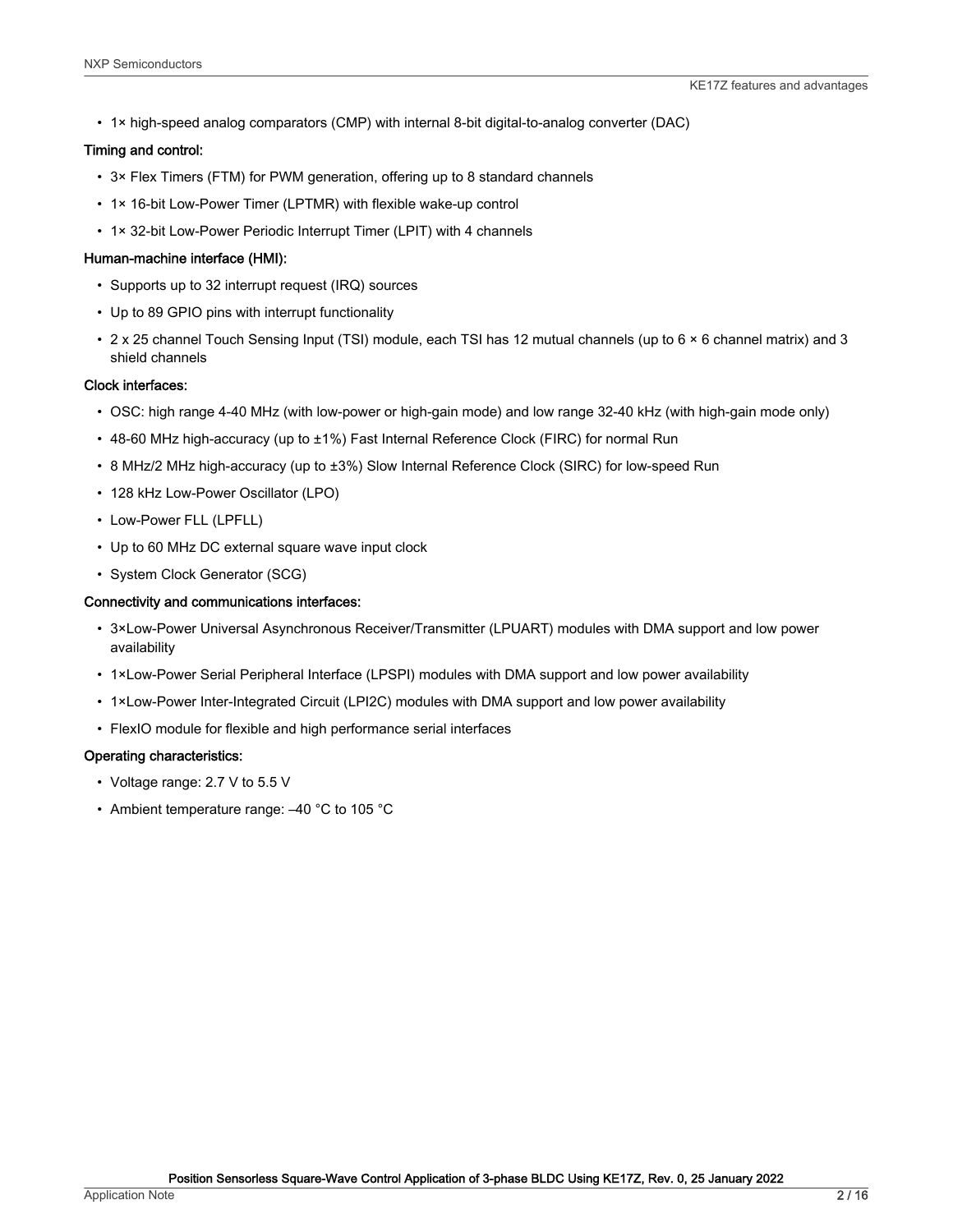- 1× high-speed analog comparators (CMP) with internal 8-bit digital-to-analog converter (DAC)

**Timing and control:**

- 3× Flex Timers (FTM) for PWM generation, offering up to 8 standard channels
- 1× 16-bit Low-Power Timer (LPTMR) with flexible wake-up control
- 1× 32-bit Low-Power Periodic Interrupt Timer (LPIT) with 4 channels

**Human-machine interface (HMI):**

- Supports up to 32 interrupt request (IRQ) sources
- Up to 89 GPIO pins with interrupt functionality
- 2 x 25 channel Touch Sensing Input (TSI) module, each TSI has 12 mutual channels (up to 6 × 6 channel matrix) and 3 shield channels

**Clock interfaces:**

- OSC: high range 4-40 MHz (with low-power or high-gain mode) and low range 32-40 kHz (with high-gain mode only)
- 48-60 MHz high-accuracy (up to ±1%) Fast Internal Reference Clock (FIRC) for normal Run
- 8 MHz/2 MHz high-accuracy (up to ±3%) Slow Internal Reference Clock (SIRC) for low-speed Run
- 128 kHz Low-Power Oscillator (LPO)
- Low-Power FLL (LPFLL)
- Up to 60 MHz DC external square wave input clock
- System Clock Generator (SCG)

**Connectivity and communications interfaces:**

- 3×Low-Power Universal Asynchronous Receiver/Transmitter (LPUART) modules with DMA support and low power availability
- 1×Low-Power Serial Peripheral Interface (LPSPI) modules with DMA support and low power availability
- 1×Low-Power Inter-Integrated Circuit (LPI2C) modules with DMA support and low power availability
- FlexIO module for flexible and high performance serial interfaces

**Operating characteristics:**

- Voltage range: 2.7 V to 5.5 V
- Ambient temperature range: –40 °C to 105 °C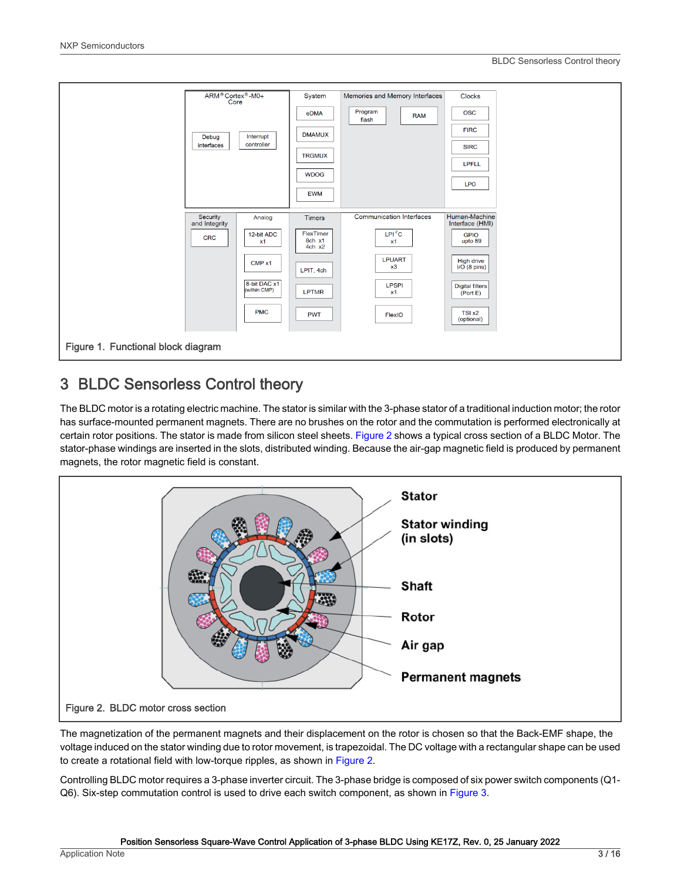Figure 1. Functional block diagram

## 3 BLDC Sensorless Control theory

The BLDC motor is a rotating electric machine. The stator is similar with the 3-phase stator of a traditional induction motor; the rotor has surface-mounted permanent magnets. There are no brushes on the rotor and the commutation is performed electronically at certain rotor positions. The stator is made from silicon steel sheets. Figure 2 shows a typical cross section of a BLDC Motor. The stator-phase windings are inserted in the slots, distributed winding. Because the air-gap magnetic field is produced by permanent magnets, the rotor magnetic field is constant.

Figure 2. BLDC motor cross section

The magnetization of the permanent magnets and their displacement on the rotor is chosen so that the Back-EMF shape, the voltage induced on the stator winding due to rotor movement, is trapezoidal. The DC voltage with a rectangular shape can be used to create a rotational field with low-torque ripples, as shown in Figure 2.

Controlling BLDC motor requires a 3-phase inverter circuit. The 3-phase bridge is composed of six power switch components (Q1-Q6). Six-step commutation control is used to drive each switch component, as shown in Figure 3.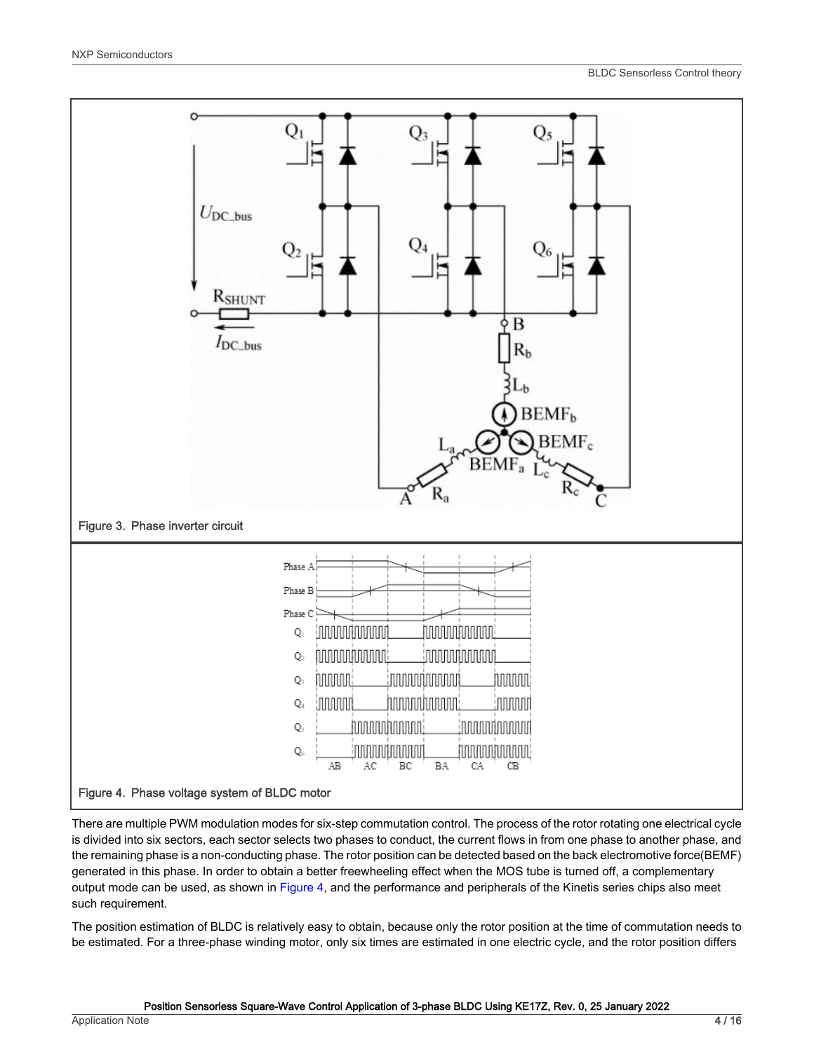Figure 3. Phase inverter circuit

Figure 4. Phase voltage system of BLDC motor

There are multiple PWM modulation modes for six-step commutation control. The process of the rotor rotating one electrical cycle is divided into six sectors, each sector selects two phases to conduct, the current flows in from one phase to another phase, and the remaining phase is a non-conducting phase. The rotor position can be detected based on the back electromotive force(BEMF) generated in this phase. In order to obtain a better freewheeling effect when the MOS tube is turned off, a complementary output mode can be used, as shown in Figure 4, and the performance and peripherals of the Kinetis series chips also meet such requirement.

The position estimation of BLDC is relatively easy to obtain, because only the rotor position at the time of commutation needs to be estimated. For a three-phase winding motor, only six times are estimated in one electric cycle, and the rotor position differs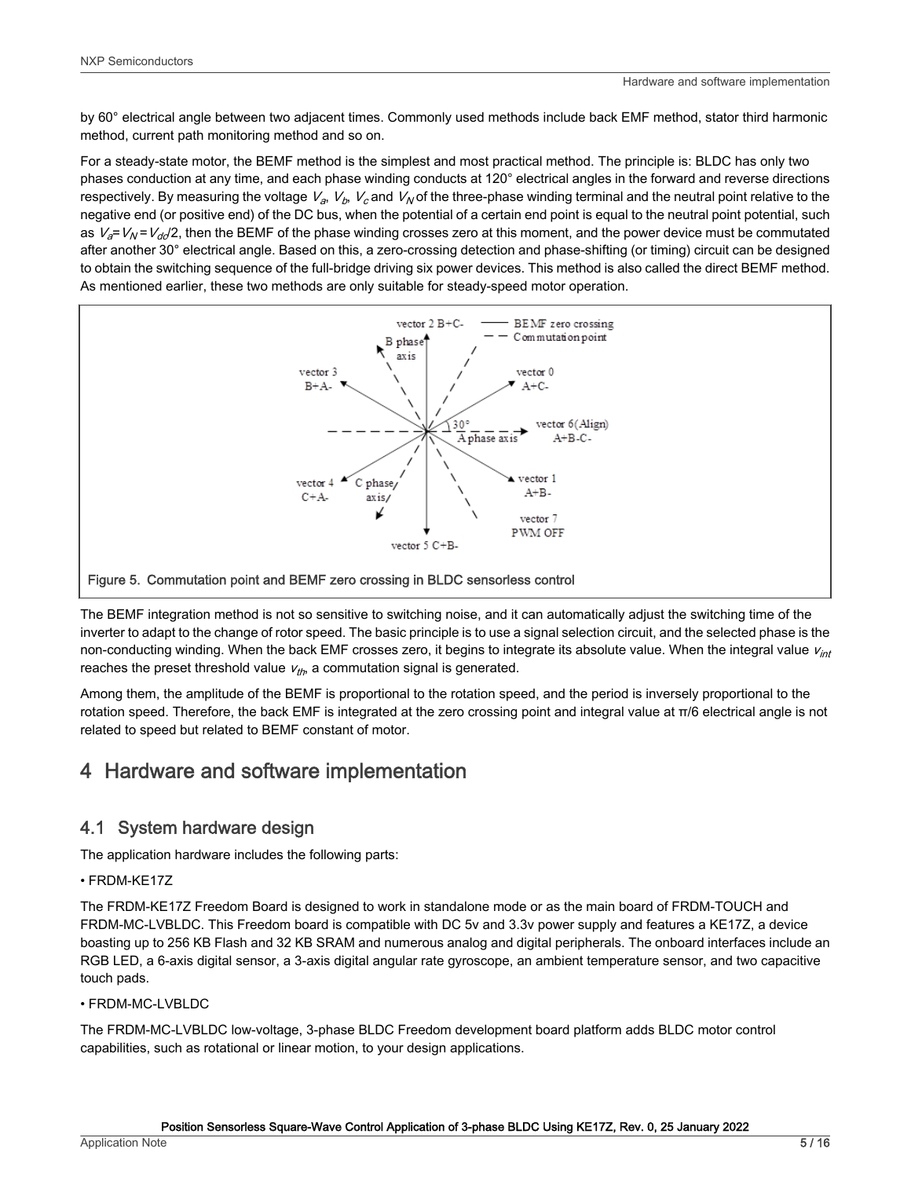by 60° electrical angle between two adjacent times. Commonly used methods include back EMF method, stator third harmonic method, current path monitoring method and so on.

For a steady-state motor, the BEMF method is the simplest and most practical method. The principle is: BLDC has only two phases conduction at any time, and each phase winding conducts at 120° electrical angles in the forward and reverse directions respectively. By measuring the voltage $V_a$, $V_b$, $V_c$ and $V_N$ of the three-phase winding terminal and the neutral point relative to the negative end (or positive end) of the DC bus, when the potential of a certain end point is equal to the neutral point potential, such as $V_a = V_N = V_{dc}/2$, then the BEMF of the phase winding crosses zero at this moment, and the power device must be commutated after another 30° electrical angle. Based on this, a zero-crossing detection and phase-shifting (or timing) circuit can be designed to obtain the switching sequence of the full-bridge driving six power devices. This method is also called the direct BEMF method. As mentioned earlier, these two methods are only suitable for steady-speed motor operation.

Figure 5. Commutation point and BEMF zero crossing in BLDC sensorless control

The BEMF integration method is not so sensitive to switching noise, and it can automatically adjust the switching time of the inverter to adapt to the change of rotor speed. The basic principle is to use a signal selection circuit, and the selected phase is the non-conducting winding. When the back EMF crosses zero, it begins to integrate its absolute value. When the integral value $v_{int}$ reaches the preset threshold value $v_{th}$, a commutation signal is generated.

Among them, the amplitude of the BEMF is proportional to the rotation speed, and the period is inversely proportional to the rotation speed. Therefore, the back EMF is integrated at the zero crossing point and integral value at π/6 electrical angle is not related to speed but related to BEMF constant of motor.

# 4 Hardware and software implementation

## 4.1 System hardware design

The application hardware includes the following parts:

• FRDM-KE17Z

The FRDM-KE17Z Freedom Board is designed to work in standalone mode or as the main board of FRDM-TOUCH and FRDM-MC-LVBLDC. This Freedom board is compatible with DC 5v and 3.3v power supply and features a KE17Z, a device boasting up to 256 KB Flash and 32 KB SRAM and numerous analog and digital peripherals. The onboard interfaces include an RGB LED, a 6-axis digital sensor, a 3-axis digital angular rate gyroscope, an ambient temperature sensor, and two capacitive touch pads.

• FRDM-MC-LVBLDC

The FRDM-MC-LVBLDC low-voltage, 3-phase BLDC Freedom development board platform adds BLDC motor control capabilities, such as rotational or linear motion, to your design applications.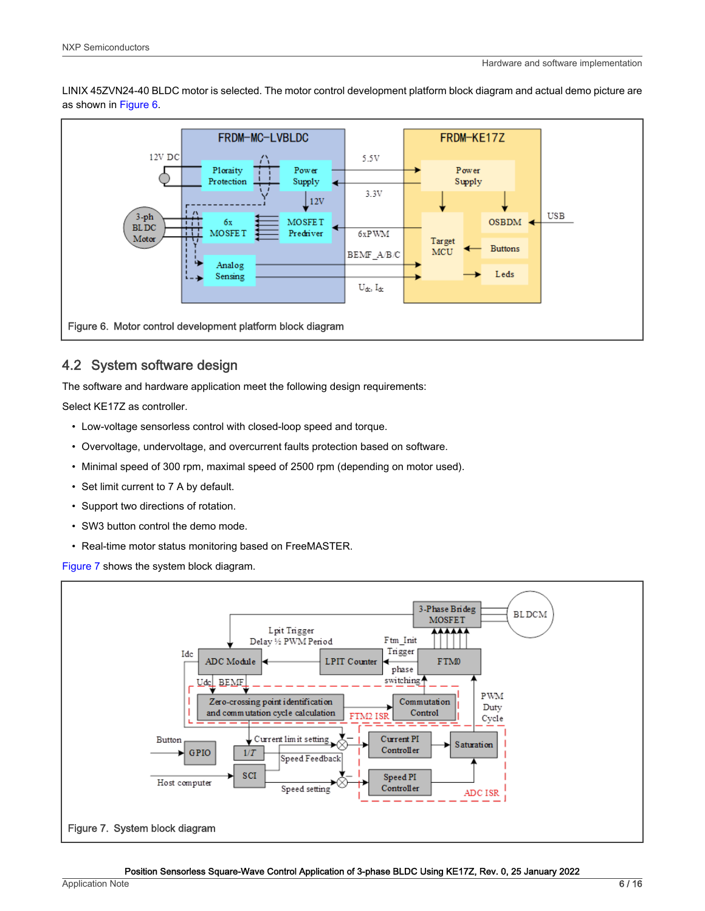LINIX 45ZVN24-40 BLDC motor is selected. The motor control development platform block diagram and actual demo picture are as shown in Figure 6.

Figure 6. Motor control development platform block diagram

## 4.2 System software design

The software and hardware application meet the following design requirements:

Select KE17Z as controller.

- Low-voltage sensorless control with closed-loop speed and torque.
- Overvoltage, undervoltage, and overcurrent faults protection based on software.
- Minimal speed of 300 rpm, maximal speed of 2500 rpm (depending on motor used).
- Set limit current to 7 A by default.
- Support two directions of rotation.
- SW3 button control the demo mode.
- Real-time motor status monitoring based on FreeMASTER.

Figure 7 shows the system block diagram.

Figure 7. System block diagram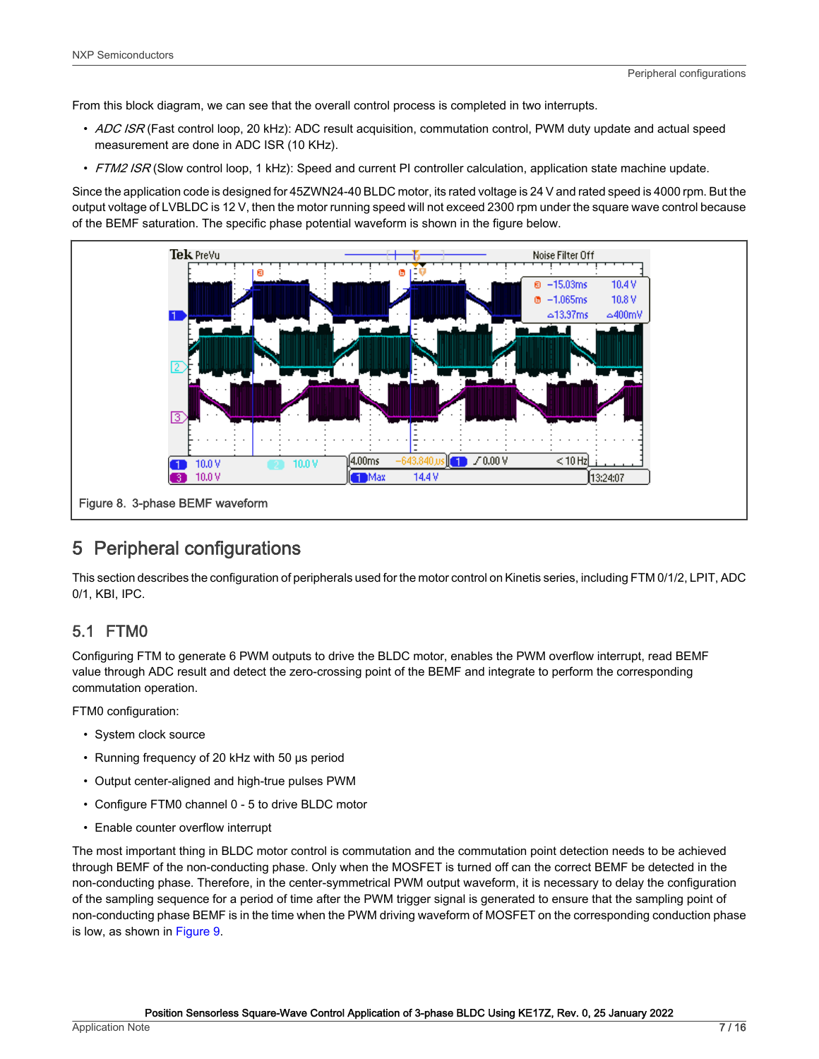From this block diagram, we can see that the overall control process is completed in two interrupts.

- *ADC ISR* (Fast control loop, 20 kHz): ADC result acquisition, commutation control, PWM duty update and actual speed measurement are done in ADC ISR (10 KHz).
- *FTM2 ISR* (Slow control loop, 1 kHz): Speed and current PI controller calculation, application state machine update.

Since the application code is designed for 45ZWN24-40 BLDC motor, its rated voltage is 24 V and rated speed is 4000 rpm. But the output voltage of LVBLDC is 12 V, then the motor running speed will not exceed 2300 rpm under the square wave control because of the BEMF saturation. The specific phase potential waveform is shown in the figure below.

Figure 8. 3-phase BEMF waveform

## 5 Peripheral configurations

This section describes the configuration of peripherals used for the motor control on Kinetis series, including FTM 0/1/2, LPIT, ADC 0/1, KBI, IPC.

### 5.1 FTM0

Configuring FTM to generate 6 PWM outputs to drive the BLDC motor, enables the PWM overflow interrupt, read BEMF value through ADC result and detect the zero-crossing point of the BEMF and integrate to perform the corresponding commutation operation.

FTM0 configuration:

- System clock source
- Running frequency of 20 kHz with 50 µs period
- Output center-aligned and high-true pulses PWM
- Configure FTM0 channel 0 - 5 to drive BLDC motor
- Enable counter overflow interrupt

The most important thing in BLDC motor control is commutation and the commutation point detection needs to be achieved through BEMF of the non-conducting phase. Only when the MOSFET is turned off can the correct BEMF be detected in the non-conducting phase. Therefore, in the center-symmetrical PWM output waveform, it is necessary to delay the configuration of the sampling sequence for a period of time after the PWM trigger signal is generated to ensure that the sampling point of non-conducting phase BEMF is in the time when the PWM driving waveform of MOSFET on the corresponding conduction phase is low, as shown in Figure 9.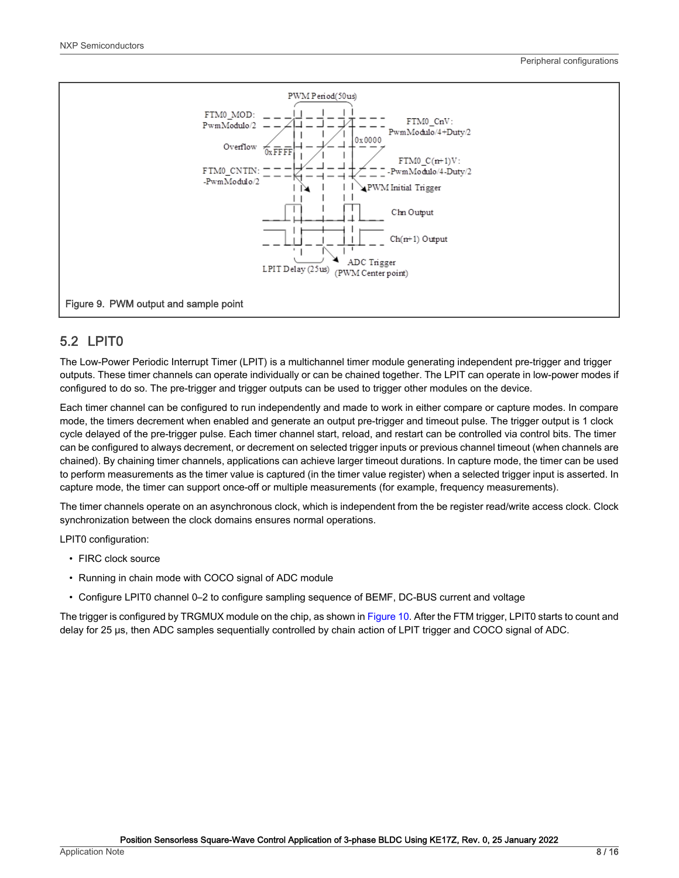Figure 9. PWM output and sample point

## 5.2 LPIT0

The Low-Power Periodic Interrupt Timer (LPIT) is a multichannel timer module generating independent pre-trigger and trigger outputs. These timer channels can operate individually or can be chained together. The LPIT can operate in low-power modes if configured to do so. The pre-trigger and trigger outputs can be used to trigger other modules on the device.

Each timer channel can be configured to run independently and made to work in either compare or capture modes. In compare mode, the timers decrement when enabled and generate an output pre-trigger and timeout pulse. The trigger output is 1 clock cycle delayed of the pre-trigger pulse. Each timer channel start, reload, and restart can be controlled via control bits. The timer can be configured to always decrement, or decrement on selected trigger inputs or previous channel timeout (when channels are chained). By chaining timer channels, applications can achieve larger timeout durations. In capture mode, the timer can be used to perform measurements as the timer value is captured (in the timer value register) when a selected trigger input is asserted. In capture mode, the timer can support once-off or multiple measurements (for example, frequency measurements).

The timer channels operate on an asynchronous clock, which is independent from the be register read/write access clock. Clock synchronization between the clock domains ensures normal operations.

LPIT0 configuration:

- FIRC clock source
- Running in chain mode with COCO signal of ADC module
- Configure LPIT0 channel 0–2 to configure sampling sequence of BEMF, DC-BUS current and voltage

The trigger is configured by TRGMUX module on the chip, as shown in Figure 10. After the FTM trigger, LPIT0 starts to count and delay for 25 μs, then ADC samples sequentially controlled by chain action of LPIT trigger and COCO signal of ADC.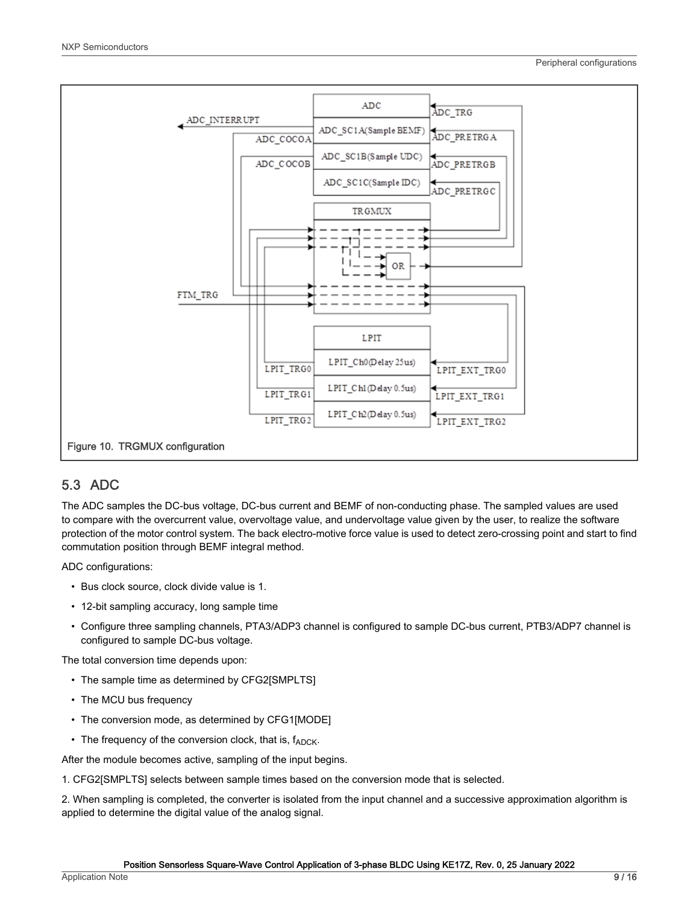Figure 10. TRGMUX configuration

## 5.3 ADC

The ADC samples the DC-bus voltage, DC-bus current and BEMF of non-conducting phase. The sampled values are used to compare with the overcurrent value, overvoltage value, and undervoltage value given by the user, to realize the software protection of the motor control system. The back electro-motive force value is used to detect zero-crossing point and start to find commutation position through BEMF integral method.

ADC configurations:

- Bus clock source, clock divide value is 1.
- 12-bit sampling accuracy, long sample time
- Configure three sampling channels, PTA3/ADP3 channel is configured to sample DC-bus current, PTB3/ADP7 channel is configured to sample DC-bus voltage.

The total conversion time depends upon:

- The sample time as determined by CFG2[SMPLTS]
- The MCU bus frequency
- The conversion mode, as determined by CFG1[MODE]
- The frequency of the conversion clock, that is, $f_{ADCK}$.

After the module becomes active, sampling of the input begins.

1. CFG2[SMPLTS] selects between sample times based on the conversion mode that is selected.

2. When sampling is completed, the converter is isolated from the input channel and a successive approximation algorithm is applied to determine the digital value of the analog signal.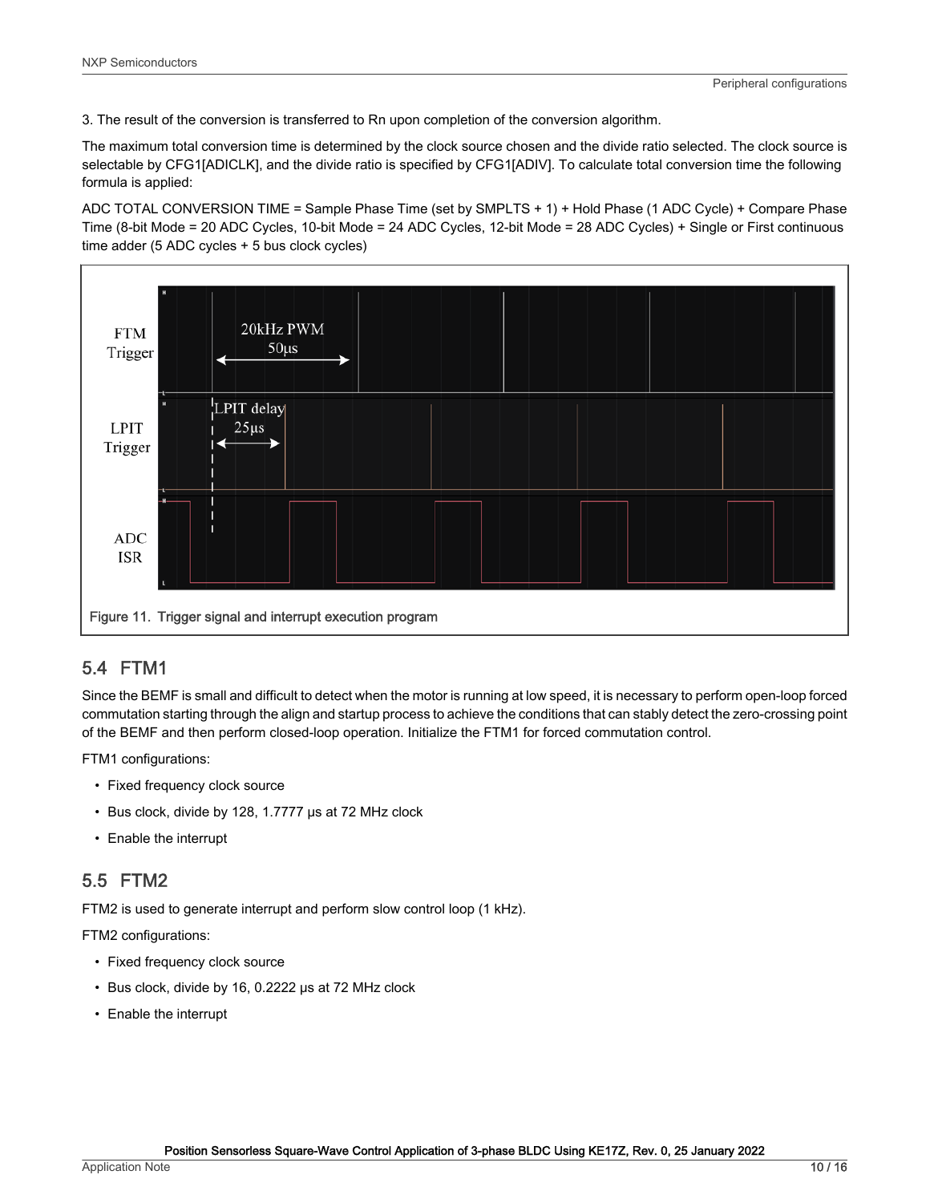3. The result of the conversion is transferred to Rn upon completion of the conversion algorithm.

The maximum total conversion time is determined by the clock source chosen and the divide ratio selected. The clock source is selectable by CFG1[ADICLK], and the divide ratio is specified by CFG1[ADIV]. To calculate total conversion time the following formula is applied:

ADC TOTAL CONVERSION TIME = Sample Phase Time (set by SMPLTS + 1) + Hold Phase (1 ADC Cycle) + Compare Phase Time (8-bit Mode = 20 ADC Cycles, 10-bit Mode = 24 ADC Cycles, 12-bit Mode = 28 ADC Cycles) + Single or First continuous time adder (5 ADC cycles + 5 bus clock cycles)

Figure 11. Trigger signal and interrupt execution program

## 5.4 FTM1

Since the BEMF is small and difficult to detect when the motor is running at low speed, it is necessary to perform open-loop forced commutation starting through the align and startup process to achieve the conditions that can stably detect the zero-crossing point of the BEMF and then perform closed-loop operation. Initialize the FTM1 for forced commutation control.

FTM1 configurations:

- Fixed frequency clock source
- Bus clock, divide by 128, 1.7777 μs at 72 MHz clock
- Enable the interrupt

## 5.5 FTM2

FTM2 is used to generate interrupt and perform slow control loop (1 kHz).

FTM2 configurations:

- Fixed frequency clock source
- Bus clock, divide by 16, 0.2222 μs at 72 MHz clock
- Enable the interrupt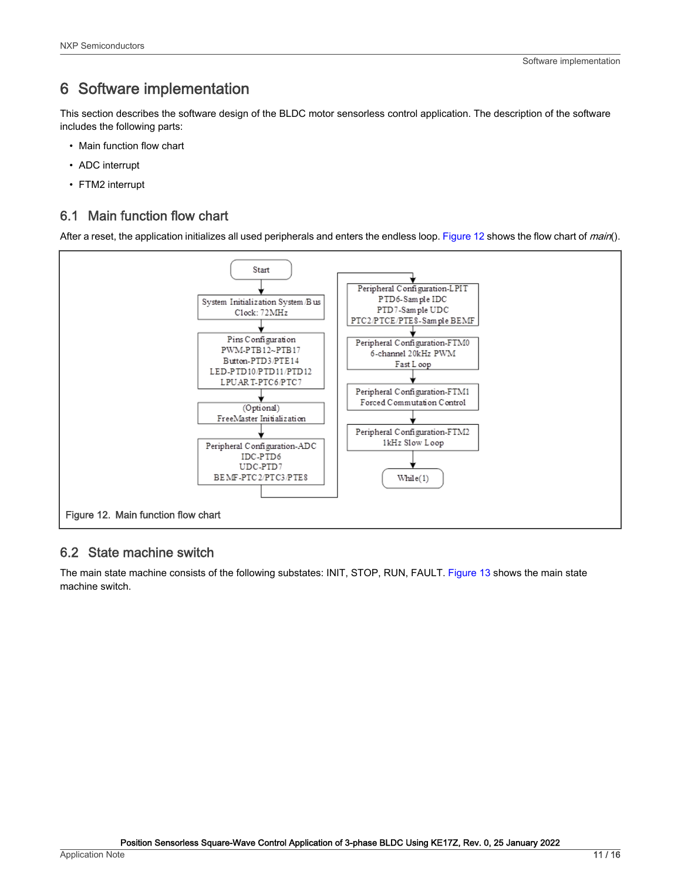# 6 Software implementation

This section describes the software design of the BLDC motor sensorless control application. The description of the software includes the following parts:

- Main function flow chart
- ADC interrupt
- FTM2 interrupt

## 6.1 Main function flow chart

After a reset, the application initializes all used peripherals and enters the endless loop. Figure 12 shows the flow chart of *main*().

Start

System Initialization System Bus Clock: 72MHz

Pins Configuration
PWM-PTB12~PTB17
Button-PTD3/PTE14
LED-PTD10/PTD11/PTD12
LPUART-PTC6/PTC7

(Optional)
FreeMaster Initialization

Peripheral Configuration-ADC
IDC-PTD6
UDC-PTD7
BEMF-PTC2/PTC3/PTE8

Peripheral Configuration-LPIT
PTD6-Sample IDC
PTD7-Sample UDC
PTC2/PTCE/PTE8-Sample BEMF

Peripheral Configuration-FTM0
6-channel 20kHz PWM
Fast Loop

Peripheral Configuration-FTM1
Forced Commutation Control

Peripheral Configuration-FTM2
1kHz Slow Loop

While(1)

Figure 12. Main function flow chart

## 6.2 State machine switch

The main state machine consists of the following substates: INIT, STOP, RUN, FAULT. Figure 13 shows the main state machine switch.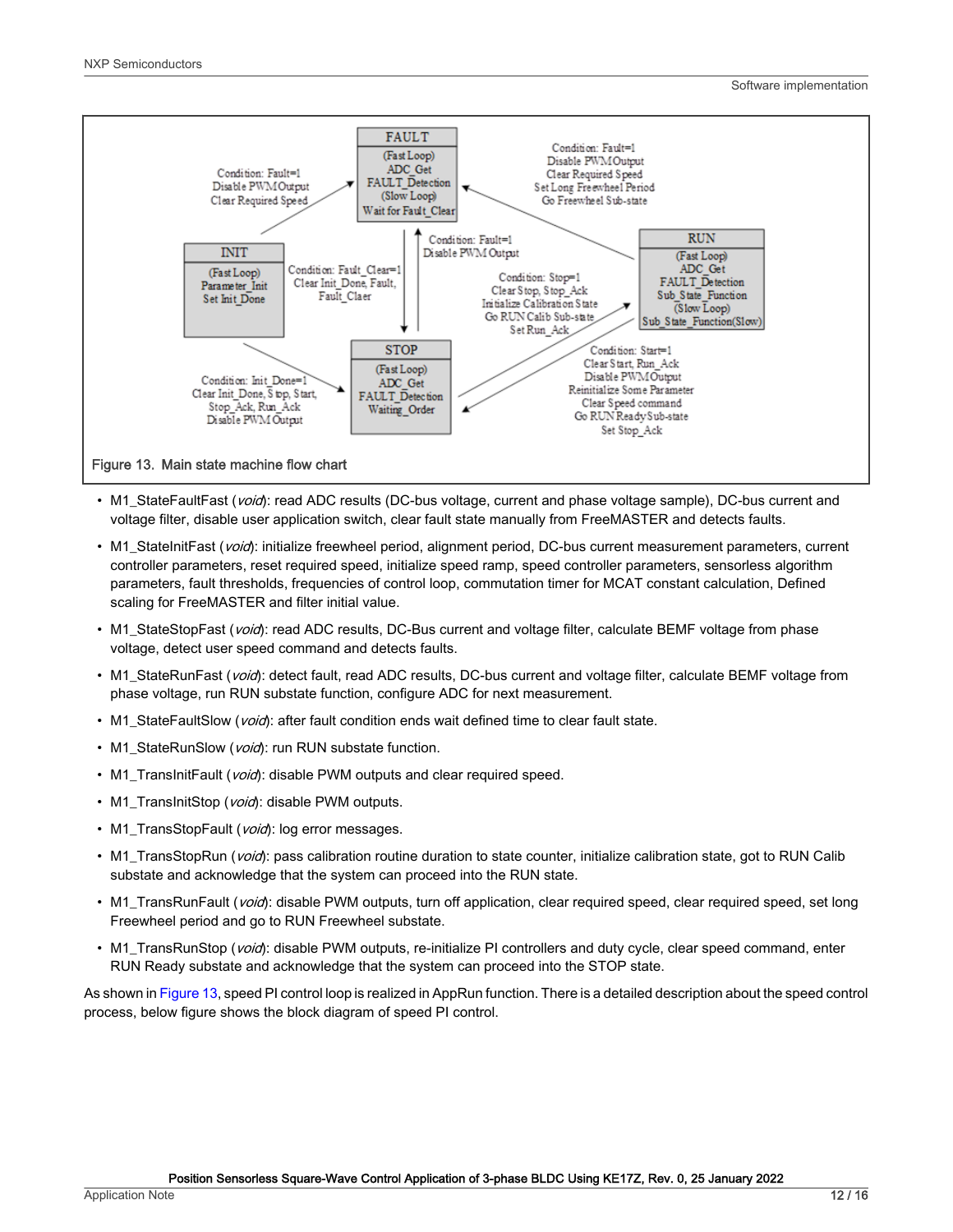Figure 13. Main state machine flow chart

- M1_StateFaultFast (*void*): read ADC results (DC-bus voltage, current and phase voltage sample), DC-bus current and voltage filter, disable user application switch, clear fault state manually from FreeMASTER and detects faults.
- M1_StateInitFast (*void*): initialize freewheel period, alignment period, DC-bus current measurement parameters, current controller parameters, reset required speed, initialize speed ramp, speed controller parameters, sensorless algorithm parameters, fault thresholds, frequencies of control loop, commutation timer for MCAT constant calculation, Defined scaling for FreeMASTER and filter initial value.
- M1_StateStopFast (*void*): read ADC results, DC-Bus current and voltage filter, calculate BEMF voltage from phase voltage, detect user speed command and detects faults.
- M1_StateRunFast (*void*): detect fault, read ADC results, DC-bus current and voltage filter, calculate BEMF voltage from phase voltage, run RUN substate function, configure ADC for next measurement.
- M1_StateFaultSlow (*void*): after fault condition ends wait defined time to clear fault state.
- M1_StateRunSlow (*void*): run RUN substate function.
- M1_TransInitFault (*void*): disable PWM outputs and clear required speed.
- M1_TransInitStop (*void*): disable PWM outputs.
- M1_TransStopFault (*void*): log error messages.
- M1_TransStopRun (*void*): pass calibration routine duration to state counter, initialize calibration state, got to RUN Calib substate and acknowledge that the system can proceed into the RUN state.
- M1_TransRunFault (*void*): disable PWM outputs, turn off application, clear required speed, clear required speed, set long Freewheel period and go to RUN Freewheel substate.
- M1_TransRunStop (*void*): disable PWM outputs, re-initialize PI controllers and duty cycle, clear speed command, enter RUN Ready substate and acknowledge that the system can proceed into the STOP state.

As shown in Figure 13, speed PI control loop is realized in AppRun function. There is a detailed description about the speed control process, below figure shows the block diagram of speed PI control.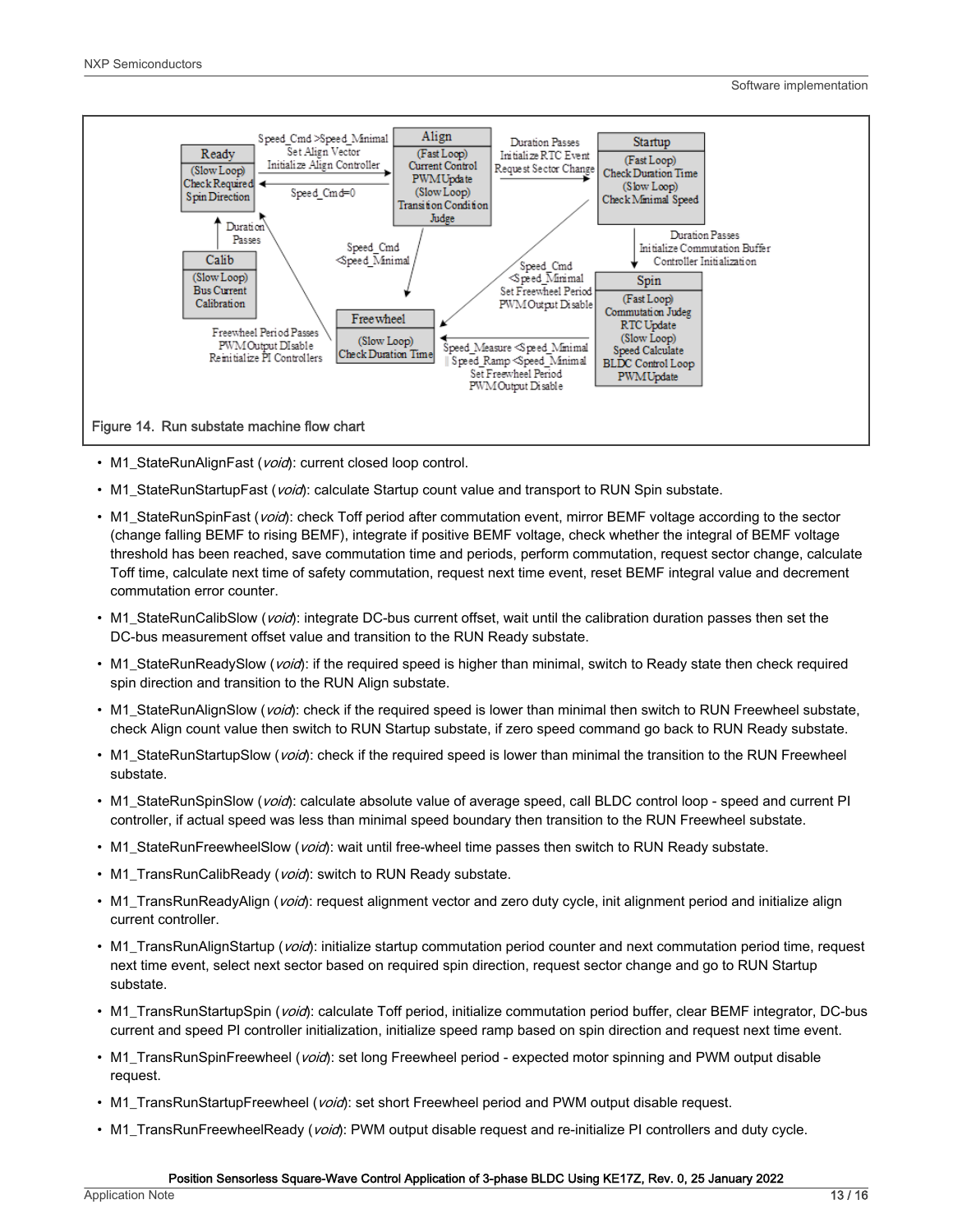Figure 14. Run substate machine flow chart

- M1_StateRunAlignFast (*void*): current closed loop control.
- M1_StateRunStartupFast (*void*): calculate Startup count value and transport to RUN Spin substate.
- M1_StateRunSpinFast (*void*): check Toff period after commutation event, mirror BEMF voltage according to the sector (change falling BEMF to rising BEMF), integrate if positive BEMF voltage, check whether the integral of BEMF voltage threshold has been reached, save commutation time and periods, perform commutation, request sector change, calculate Toff time, calculate next time of safety commutation, request next time event, reset BEMF integral value and decrement commutation error counter.
- M1_StateRunCalibSlow (*void*): integrate DC-bus current offset, wait until the calibration duration passes then set the DC-bus measurement offset value and transition to the RUN Ready substate.
- M1_StateRunReadySlow (*void*): if the required speed is higher than minimal, switch to Ready state then check required spin direction and transition to the RUN Align substate.
- M1_StateRunAlignSlow (*void*): check if the required speed is lower than minimal then switch to RUN Freewheel substate, check Align count value then switch to RUN Startup substate, if zero speed command go back to RUN Ready substate.
- M1_StateRunStartupSlow (*void*): check if the required speed is lower than minimal the transition to the RUN Freewheel substate.
- M1_StateRunSpinSlow (*void*): calculate absolute value of average speed, call BLDC control loop - speed and current PI controller, if actual speed was less than minimal speed boundary then transition to the RUN Freewheel substate.
- M1_StateRunFreewheelSlow (*void*): wait until free-wheel time passes then switch to RUN Ready substate.
- M1_TransRunCalibReady (*void*): switch to RUN Ready substate.
- M1_TransRunReadyAlign (*void*): request alignment vector and zero duty cycle, init alignment period and initialize align current controller.
- M1_TransRunAlignStartup (*void*): initialize startup commutation period counter and next commutation period time, request next time event, select next sector based on required spin direction, request sector change and go to RUN Startup substate.
- M1_TransRunStartupSpin (*void*): calculate Toff period, initialize commutation period buffer, clear BEMF integrator, DC-bus current and speed PI controller initialization, initialize speed ramp based on spin direction and request next time event.
- M1_TransRunSpinFreewheel (*void*): set long Freewheel period - expected motor spinning and PWM output disable request.
- M1_TransRunStartupFreewheel (*void*): set short Freewheel period and PWM output disable request.
- M1_TransRunFreewheelReady (*void*): PWM output disable request and re-initialize PI controllers and duty cycle.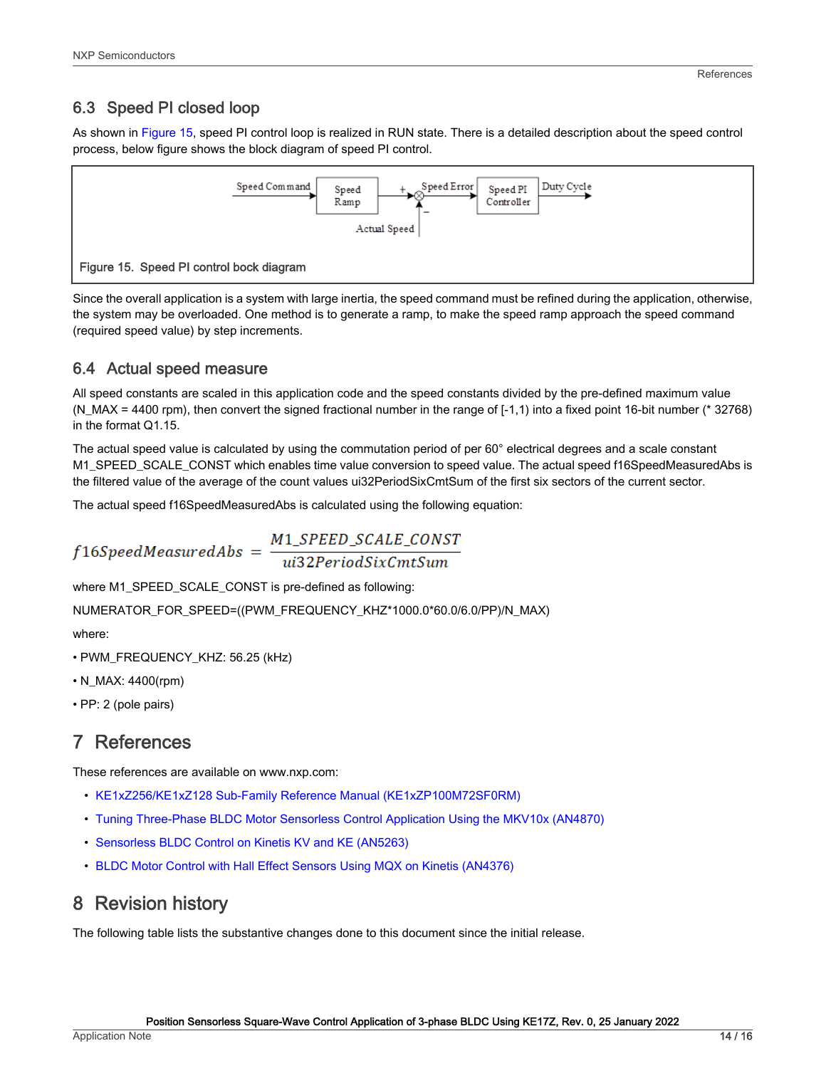## 6.3 Speed PI closed loop

As shown in Figure 15, speed PI control loop is realized in RUN state. There is a detailed description about the speed control process, below figure shows the block diagram of speed PI control.

Figure 15. Speed PI control bock diagram

Since the overall application is a system with large inertia, the speed command must be refined during the application, otherwise, the system may be overloaded. One method is to generate a ramp, to make the speed ramp approach the speed command (required speed value) by step increments.

## 6.4 Actual speed measure

All speed constants are scaled in this application code and the speed constants divided by the pre-defined maximum value (N_MAX = 4400 rpm), then convert the signed fractional number in the range of [-1,1) into a fixed point 16-bit number (* 32768) in the format Q1.15.

The actual speed value is calculated by using the commutation period of per 60° electrical degrees and a scale constant M1_SPEED_SCALE_CONST which enables time value conversion to speed value. The actual speed f16SpeedMeasuredAbs is the filtered value of the average of the count values ui32PeriodSixCmtSum of the first six sectors of the current sector.

The actual speed f16SpeedMeasuredAbs is calculated using the following equation:

$$f16SpeedMeasuredAbs = \frac{M1\_SPEED\_SCALE\_CONST}{ui32PeriodSixCmtSum}$$

where M1_SPEED_SCALE_CONST is pre-defined as following:

NUMERATOR_FOR_SPEED=((PWM_FREQUENCY_KHZ*1000.0*60.0/6.0/PP)/N_MAX)

where:

- PWM_FREQUENCY_KHZ: 56.25 (kHz)
- N_MAX: 4400(rpm)
- PP: 2 (pole pairs)

# 7 References

These references are available on www.nxp.com:

- KE1xZ256/KE1xZ128 Sub-Family Reference Manual (KE1xZP100M72SF0RM)
- Tuning Three-Phase BLDC Motor Sensorless Control Application Using the MKV10x (AN4870)
- Sensorless BLDC Control on Kinetis KV and KE (AN5263)
- BLDC Motor Control with Hall Effect Sensors Using MQX on Kinetis (AN4376)

# 8 Revision history

The following table lists the substantive changes done to this document since the initial release.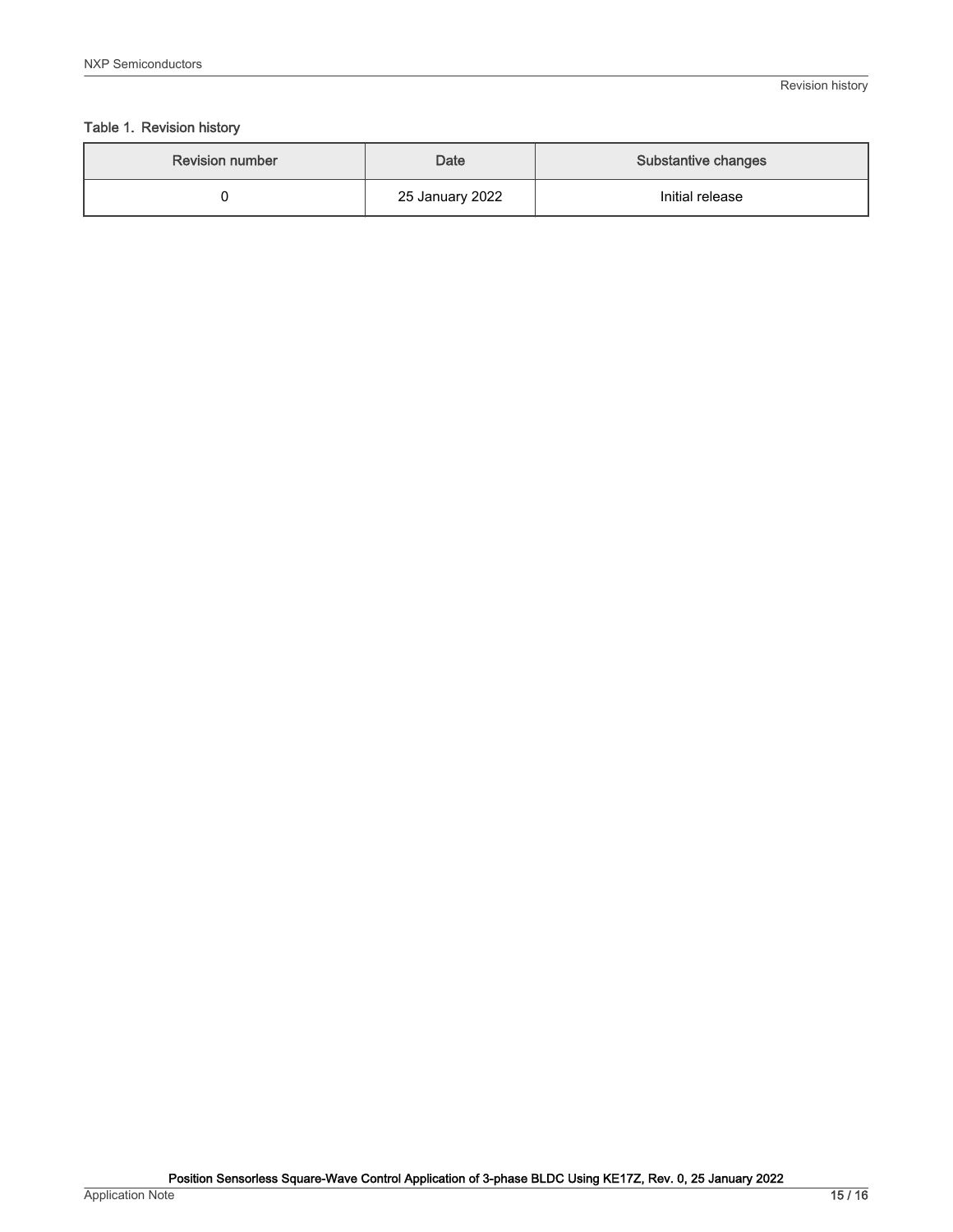Table 1. Revision history

| Revision number | Date | Substantive changes |
|---|---|---|
| 0 | 25 January 2022 | Initial release |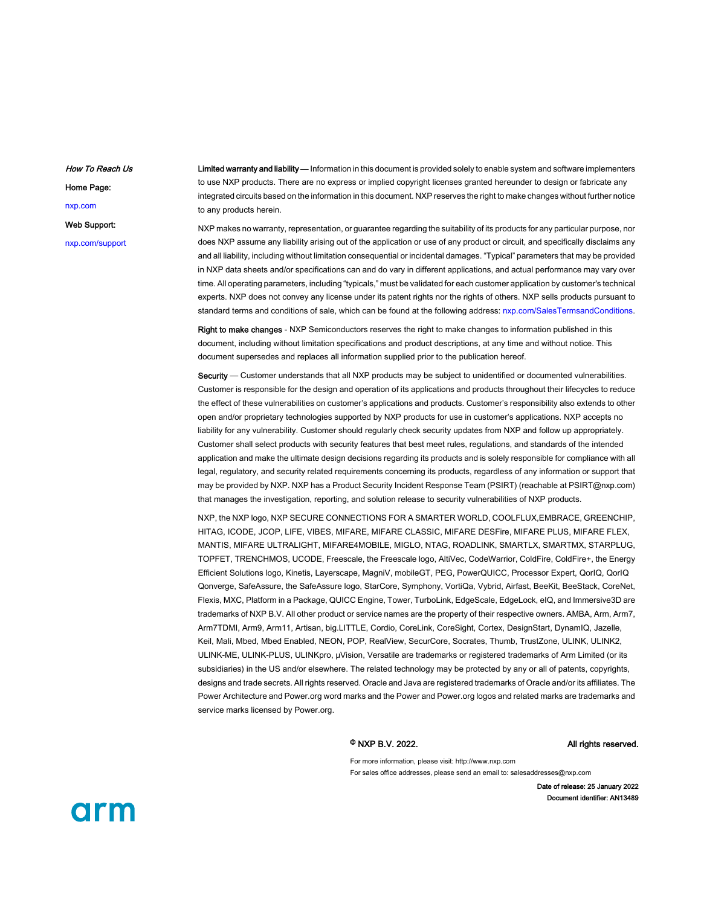*How To Reach Us*

**Home Page:**

nxp.com

**Web Support:**

nxp.com/support

**Limited warranty and liability** — Information in this document is provided solely to enable system and software implementers to use NXP products. There are no express or implied copyright licenses granted hereunder to design or fabricate any integrated circuits based on the information in this document. NXP reserves the right to make changes without further notice to any products herein.

NXP makes no warranty, representation, or guarantee regarding the suitability of its products for any particular purpose, nor does NXP assume any liability arising out of the application or use of any product or circuit, and specifically disclaims any and all liability, including without limitation consequential or incidental damages. “Typical” parameters that may be provided in NXP data sheets and/or specifications can and do vary in different applications, and actual performance may vary over time. All operating parameters, including “typicals,” must be validated for each customer application by customer's technical experts. NXP does not convey any license under its patent rights nor the rights of others. NXP sells products pursuant to standard terms and conditions of sale, which can be found at the following address: nxp.com/SalesTermsandConditions.

**Right to make changes** - NXP Semiconductors reserves the right to make changes to information published in this document, including without limitation specifications and product descriptions, at any time and without notice. This document supersedes and replaces all information supplied prior to the publication hereof.

**Security** — Customer understands that all NXP products may be subject to unidentified or documented vulnerabilities. Customer is responsible for the design and operation of its applications and products throughout their lifecycles to reduce the effect of these vulnerabilities on customer’s applications and products. Customer’s responsibility also extends to other open and/or proprietary technologies supported by NXP products for use in customer’s applications. NXP accepts no liability for any vulnerability. Customer should regularly check security updates from NXP and follow up appropriately. Customer shall select products with security features that best meet rules, regulations, and standards of the intended application and make the ultimate design decisions regarding its products and is solely responsible for compliance with all legal, regulatory, and security related requirements concerning its products, regardless of any information or support that may be provided by NXP. NXP has a Product Security Incident Response Team (PSIRT) (reachable at PSIRT@nxp.com) that manages the investigation, reporting, and solution release to security vulnerabilities of NXP products.

NXP, the NXP logo, NXP SECURE CONNECTIONS FOR A SMARTER WORLD, COOLFLUX,EMBRACE, GREENCHIP, HITAG, ICODE, JCOP, LIFE, VIBES, MIFARE, MIFARE CLASSIC, MIFARE DESFire, MIFARE PLUS, MIFARE FLEX, MANTIS, MIFARE ULTRALIGHT, MIFARE4MOBILE, MIGLO, NTAG, ROADLINK, SMARTLX, SMARTMX, STARPLUG, TOPFET, TRENCHMOS, UCODE, Freescale, the Freescale logo, AltiVec, CodeWarrior, ColdFire, ColdFire+, the Energy Efficient Solutions logo, Kinetis, Layerscape, MagniV, mobileGT, PEG, PowerQUICC, Processor Expert, QorIQ, QorIQ Qonverge, SafeAssure, the SafeAssure logo, StarCore, Symphony, VortiQa, Vybrid, Airfast, BeeKit, BeeStack, CoreNet, Flexis, MXC, Platform in a Package, QUICC Engine, Tower, TurboLink, EdgeScale, EdgeLock, eIQ, and Immersive3D are trademarks of NXP B.V. All other product or service names are the property of their respective owners. AMBA, Arm, Arm7, Arm7TDMI, Arm9, Arm11, Artisan, big.LITTLE, Cordio, CoreLink, CoreSight, Cortex, DesignStart, DynamIQ, Jazelle, Keil, Mali, Mbed, Mbed Enabled, NEON, POP, RealView, SecurCore, Socrates, Thumb, TrustZone, ULINK, ULINK2, ULINK-ME, ULINK-PLUS, ULINKpro, µVision, Versatile are trademarks or registered trademarks of Arm Limited (or its subsidiaries) in the US and/or elsewhere. The related technology may be protected by any or all of patents, copyrights, designs and trade secrets. All rights reserved. Oracle and Java are registered trademarks of Oracle and/or its affiliates. The Power Architecture and Power.org word marks and the Power and Power.org logos and related marks are trademarks and service marks licensed by Power.org.

© NXP B.V. 2022. All rights reserved.

For more information, please visit: http://www.nxp.com

For sales office addresses, please send an email to: salesaddresses@nxp.com

**Date of release: 25 January 2022**

**Document identifier: AN13489**

arm